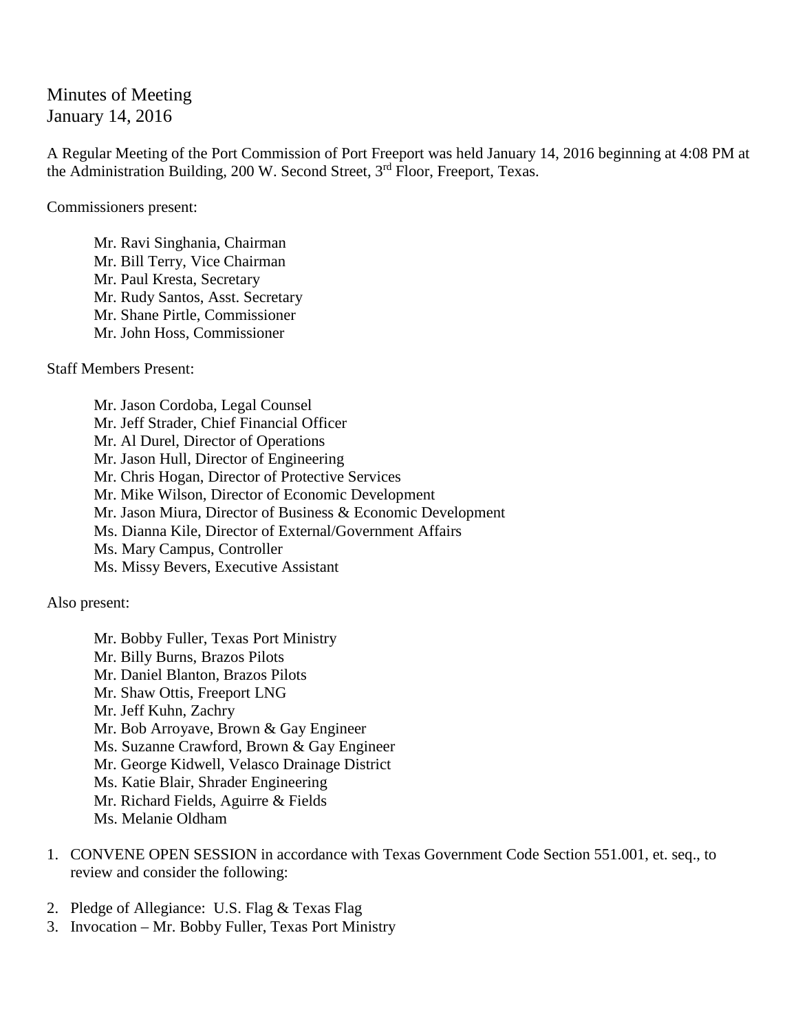Minutes of Meeting
January 14, 2016

A Regular Meeting of the Port Commission of Port Freeport was held January 14, 2016 beginning at 4:08 PM at the Administration Building, 200 W. Second Street, 3rd Floor, Freeport, Texas.

Commissioners present:

- Mr. Ravi Singhania, Chairman
- Mr. Bill Terry, Vice Chairman
- Mr. Paul Kresta, Secretary
- Mr. Rudy Santos, Asst. Secretary
- Mr. Shane Pirtle, Commissioner
- Mr. John Hoss, Commissioner

Staff Members Present:

- Mr. Jason Cordoba, Legal Counsel
- Mr. Jeff Strader, Chief Financial Officer
- Mr. Al Durel, Director of Operations
- Mr. Jason Hull, Director of Engineering
- Mr. Chris Hogan, Director of Protective Services
- Mr. Mike Wilson, Director of Economic Development
- Mr. Jason Miura, Director of Business & Economic Development
- Ms. Dianna Kile, Director of External/Government Affairs
- Ms. Mary Campus, Controller
- Ms. Missy Bevers, Executive Assistant

Also present:

- Mr. Bobby Fuller, Texas Port Ministry
- Mr. Billy Burns, Brazos Pilots
- Mr. Daniel Blanton, Brazos Pilots
- Mr. Shaw Ottis, Freeport LNG
- Mr. Jeff Kuhn, Zachry
- Mr. Bob Arroyave, Brown & Gay Engineer
- Ms. Suzanne Crawford, Brown & Gay Engineer
- Mr. George Kidwell, Velasco Drainage District
- Ms. Katie Blair, Shrader Engineering
- Mr. Richard Fields, Aguirre & Fields
- Ms. Melanie Oldham

1. CONVENE OPEN SESSION in accordance with Texas Government Code Section 551.001, et. seq., to review and consider the following:

2. Pledge of Allegiance: U.S. Flag & Texas Flag
3. Invocation – Mr. Bobby Fuller, Texas Port Ministry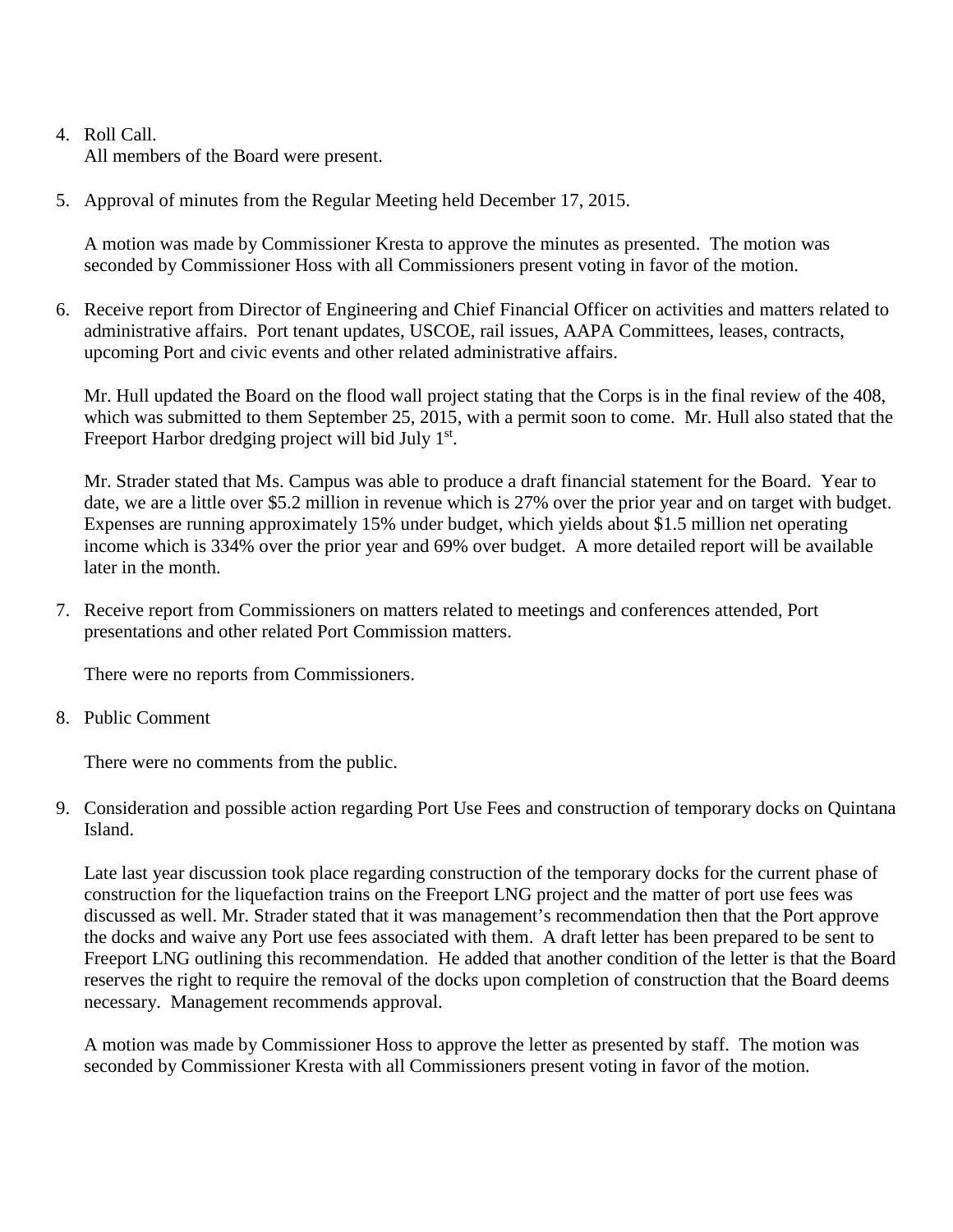4. Roll Call.
   All members of the Board were present.

5. Approval of minutes from the Regular Meeting held December 17, 2015.

   A motion was made by Commissioner Kresta to approve the minutes as presented. The motion was seconded by Commissioner Hoss with all Commissioners present voting in favor of the motion.

6. Receive report from Director of Engineering and Chief Financial Officer on activities and matters related to administrative affairs. Port tenant updates, USCOE, rail issues, AAPA Committees, leases, contracts, upcoming Port and civic events and other related administrative affairs.

   Mr. Hull updated the Board on the flood wall project stating that the Corps is in the final review of the 408, which was submitted to them September 25, 2015, with a permit soon to come. Mr. Hull also stated that the Freeport Harbor dredging project will bid July 1st.

   Mr. Strader stated that Ms. Campus was able to produce a draft financial statement for the Board. Year to date, we are a little over $5.2 million in revenue which is 27% over the prior year and on target with budget. Expenses are running approximately 15% under budget, which yields about $1.5 million net operating income which is 334% over the prior year and 69% over budget. A more detailed report will be available later in the month.

7. Receive report from Commissioners on matters related to meetings and conferences attended, Port presentations and other related Port Commission matters.

   There were no reports from Commissioners.

8. Public Comment

   There were no comments from the public.

9. Consideration and possible action regarding Port Use Fees and construction of temporary docks on Quintana Island.

   Late last year discussion took place regarding construction of the temporary docks for the current phase of construction for the liquefaction trains on the Freeport LNG project and the matter of port use fees was discussed as well. Mr. Strader stated that it was management's recommendation then that the Port approve the docks and waive any Port use fees associated with them. A draft letter has been prepared to be sent to Freeport LNG outlining this recommendation. He added that another condition of the letter is that the Board reserves the right to require the removal of the docks upon completion of construction that the Board deems necessary. Management recommends approval.

   A motion was made by Commissioner Hoss to approve the letter as presented by staff. The motion was seconded by Commissioner Kresta with all Commissioners present voting in favor of the motion.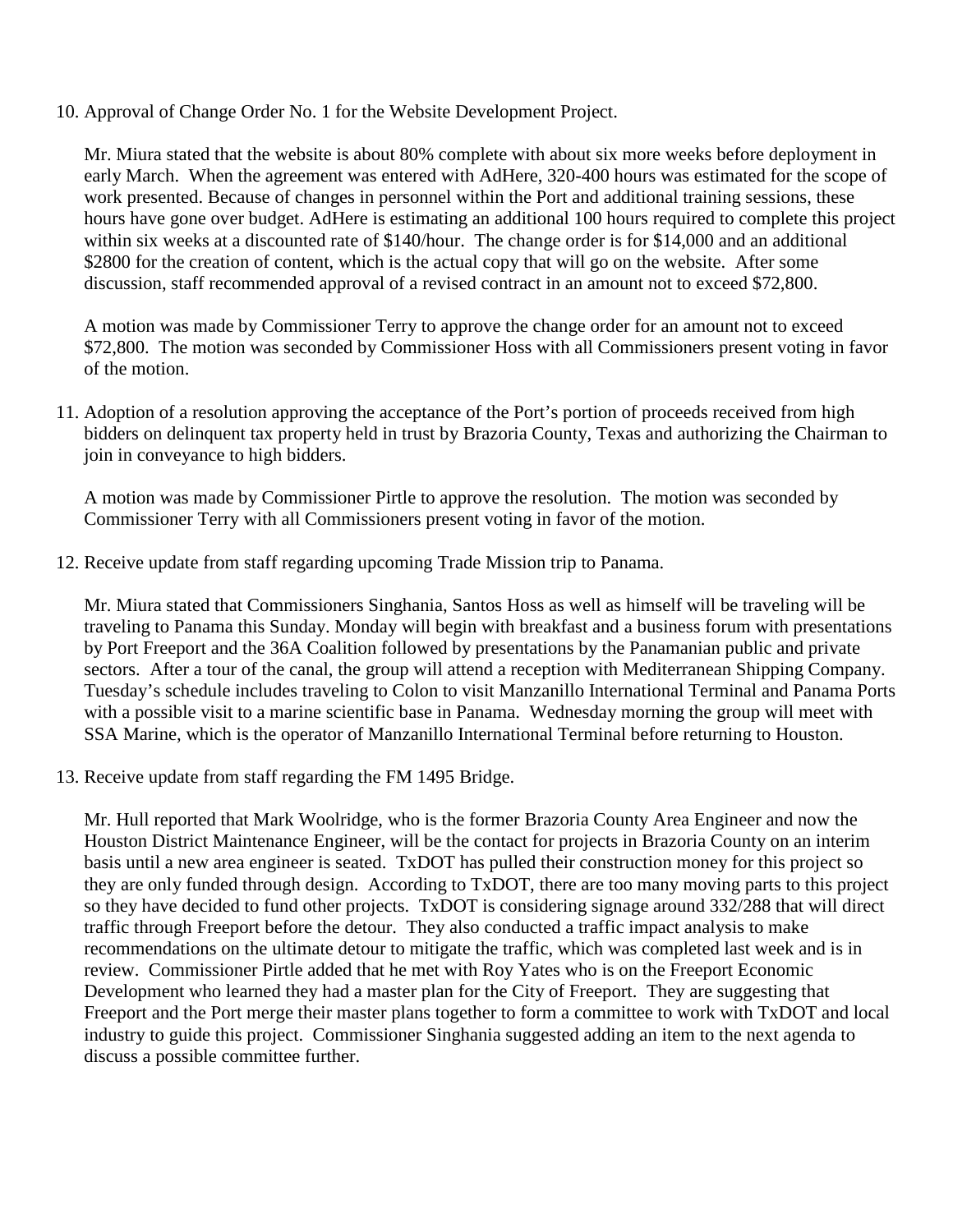10. Approval of Change Order No. 1 for the Website Development Project.

    Mr. Miura stated that the website is about 80% complete with about six more weeks before deployment in early March. When the agreement was entered with AdHere, 320-400 hours was estimated for the scope of work presented. Because of changes in personnel within the Port and additional training sessions, these hours have gone over budget. AdHere is estimating an additional 100 hours required to complete this project within six weeks at a discounted rate of $140/hour. The change order is for $14,000 and an additional $2800 for the creation of content, which is the actual copy that will go on the website. After some discussion, staff recommended approval of a revised contract in an amount not to exceed $72,800.

    A motion was made by Commissioner Terry to approve the change order for an amount not to exceed $72,800. The motion was seconded by Commissioner Hoss with all Commissioners present voting in favor of the motion.

11. Adoption of a resolution approving the acceptance of the Port's portion of proceeds received from high bidders on delinquent tax property held in trust by Brazoria County, Texas and authorizing the Chairman to join in conveyance to high bidders.

    A motion was made by Commissioner Pirtle to approve the resolution. The motion was seconded by Commissioner Terry with all Commissioners present voting in favor of the motion.

12. Receive update from staff regarding upcoming Trade Mission trip to Panama.

    Mr. Miura stated that Commissioners Singhania, Santos Hoss as well as himself will be traveling will be traveling to Panama this Sunday. Monday will begin with breakfast and a business forum with presentations by Port Freeport and the 36A Coalition followed by presentations by the Panamanian public and private sectors. After a tour of the canal, the group will attend a reception with Mediterranean Shipping Company. Tuesday's schedule includes traveling to Colon to visit Manzanillo International Terminal and Panama Ports with a possible visit to a marine scientific base in Panama. Wednesday morning the group will meet with SSA Marine, which is the operator of Manzanillo International Terminal before returning to Houston.

13. Receive update from staff regarding the FM 1495 Bridge.

    Mr. Hull reported that Mark Woolridge, who is the former Brazoria County Area Engineer and now the Houston District Maintenance Engineer, will be the contact for projects in Brazoria County on an interim basis until a new area engineer is seated. TxDOT has pulled their construction money for this project so they are only funded through design. According to TxDOT, there are too many moving parts to this project so they have decided to fund other projects. TxDOT is considering signage around 332/288 that will direct traffic through Freeport before the detour. They also conducted a traffic impact analysis to make recommendations on the ultimate detour to mitigate the traffic, which was completed last week and is in review. Commissioner Pirtle added that he met with Roy Yates who is on the Freeport Economic Development who learned they had a master plan for the City of Freeport. They are suggesting that Freeport and the Port merge their master plans together to form a committee to work with TxDOT and local industry to guide this project. Commissioner Singhania suggested adding an item to the next agenda to discuss a possible committee further.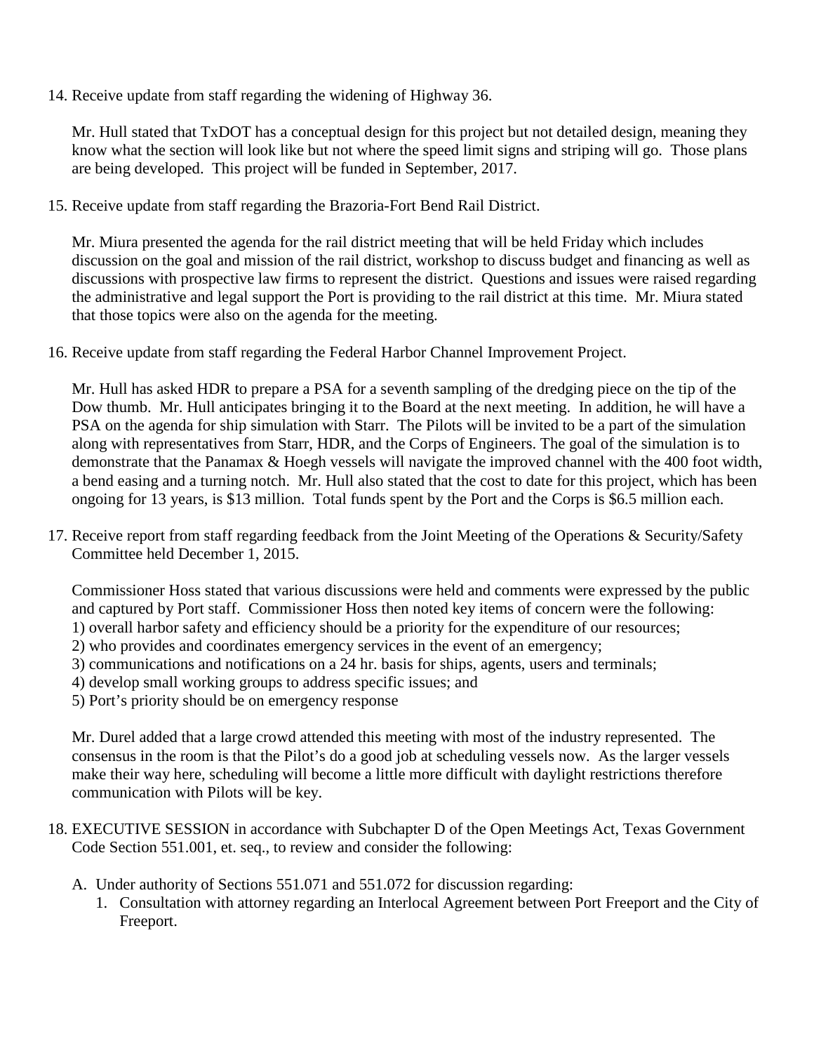14. Receive update from staff regarding the widening of Highway 36.

    Mr. Hull stated that TxDOT has a conceptual design for this project but not detailed design, meaning they know what the section will look like but not where the speed limit signs and striping will go. Those plans are being developed. This project will be funded in September, 2017.

15. Receive update from staff regarding the Brazoria-Fort Bend Rail District.

    Mr. Miura presented the agenda for the rail district meeting that will be held Friday which includes discussion on the goal and mission of the rail district, workshop to discuss budget and financing as well as discussions with prospective law firms to represent the district. Questions and issues were raised regarding the administrative and legal support the Port is providing to the rail district at this time. Mr. Miura stated that those topics were also on the agenda for the meeting.

16. Receive update from staff regarding the Federal Harbor Channel Improvement Project.

    Mr. Hull has asked HDR to prepare a PSA for a seventh sampling of the dredging piece on the tip of the Dow thumb. Mr. Hull anticipates bringing it to the Board at the next meeting. In addition, he will have a PSA on the agenda for ship simulation with Starr. The Pilots will be invited to be a part of the simulation along with representatives from Starr, HDR, and the Corps of Engineers. The goal of the simulation is to demonstrate that the Panamax & Hoegh vessels will navigate the improved channel with the 400 foot width, a bend easing and a turning notch. Mr. Hull also stated that the cost to date for this project, which has been ongoing for 13 years, is $13 million. Total funds spent by the Port and the Corps is $6.5 million each.

17. Receive report from staff regarding feedback from the Joint Meeting of the Operations & Security/Safety Committee held December 1, 2015.

    Commissioner Hoss stated that various discussions were held and comments were expressed by the public and captured by Port staff. Commissioner Hoss then noted key items of concern were the following:
    1) overall harbor safety and efficiency should be a priority for the expenditure of our resources;
    2) who provides and coordinates emergency services in the event of an emergency;
    3) communications and notifications on a 24 hr. basis for ships, agents, users and terminals;
    4) develop small working groups to address specific issues; and
    5) Port's priority should be on emergency response

    Mr. Durel added that a large crowd attended this meeting with most of the industry represented. The consensus in the room is that the Pilot's do a good job at scheduling vessels now. As the larger vessels make their way here, scheduling will become a little more difficult with daylight restrictions therefore communication with Pilots will be key.

18. EXECUTIVE SESSION in accordance with Subchapter D of the Open Meetings Act, Texas Government Code Section 551.001, et. seq., to review and consider the following:

    A. Under authority of Sections 551.071 and 551.072 for discussion regarding:
       1. Consultation with attorney regarding an Interlocal Agreement between Port Freeport and the City of Freeport.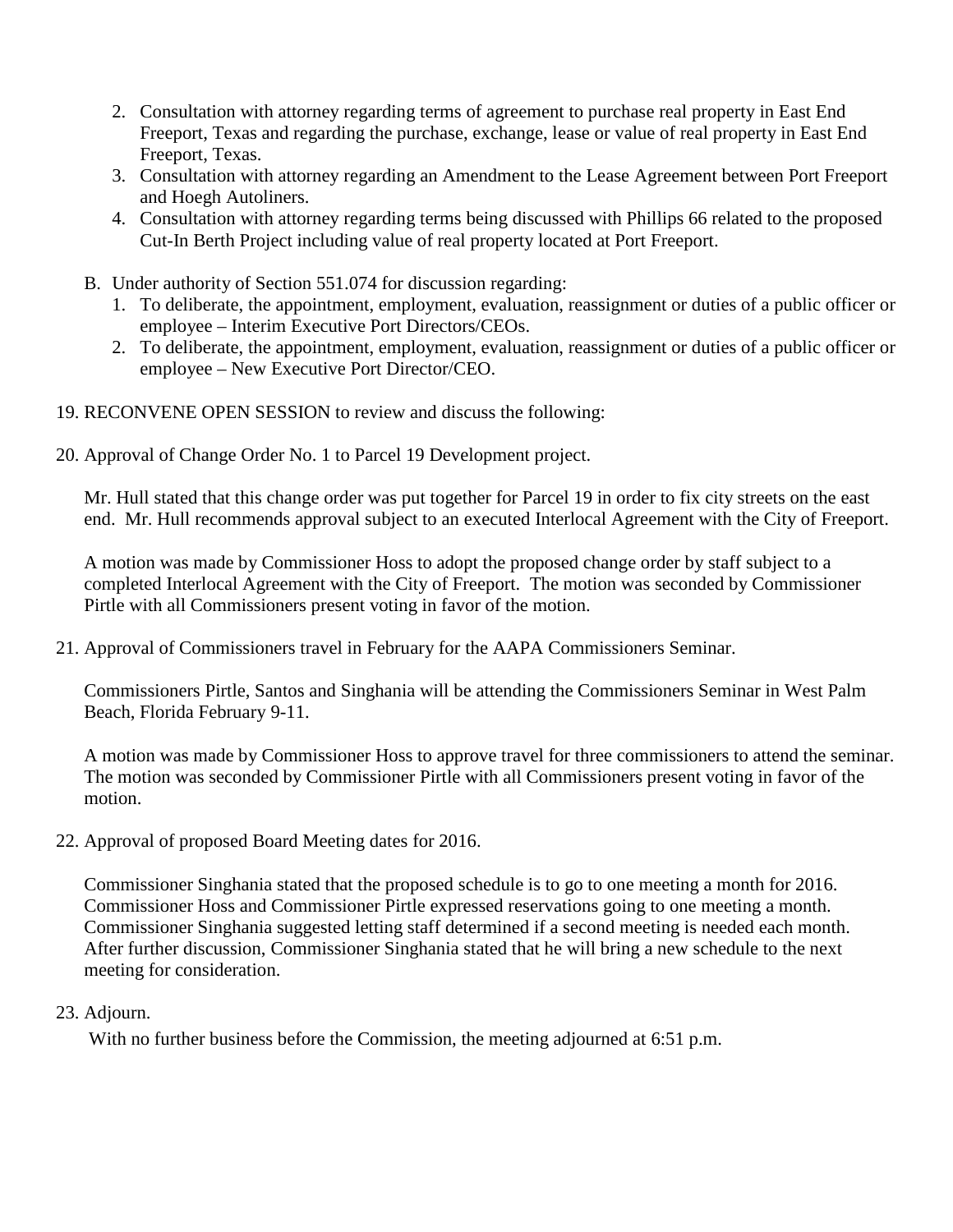2. Consultation with attorney regarding terms of agreement to purchase real property in East End Freeport, Texas and regarding the purchase, exchange, lease or value of real property in East End Freeport, Texas.
3. Consultation with attorney regarding an Amendment to the Lease Agreement between Port Freeport and Hoegh Autoliners.
4. Consultation with attorney regarding terms being discussed with Phillips 66 related to the proposed Cut-In Berth Project including value of real property located at Port Freeport.

B. Under authority of Section 551.074 for discussion regarding:
   1. To deliberate, the appointment, employment, evaluation, reassignment or duties of a public officer or employee – Interim Executive Port Directors/CEOs.
   2. To deliberate, the appointment, employment, evaluation, reassignment or duties of a public officer or employee – New Executive Port Director/CEO.

19. RECONVENE OPEN SESSION to review and discuss the following:

20. Approval of Change Order No. 1 to Parcel 19 Development project.

    Mr. Hull stated that this change order was put together for Parcel 19 in order to fix city streets on the east end. Mr. Hull recommends approval subject to an executed Interlocal Agreement with the City of Freeport.

    A motion was made by Commissioner Hoss to adopt the proposed change order by staff subject to a completed Interlocal Agreement with the City of Freeport. The motion was seconded by Commissioner Pirtle with all Commissioners present voting in favor of the motion.

21. Approval of Commissioners travel in February for the AAPA Commissioners Seminar.

    Commissioners Pirtle, Santos and Singhania will be attending the Commissioners Seminar in West Palm Beach, Florida February 9-11.

    A motion was made by Commissioner Hoss to approve travel for three commissioners to attend the seminar. The motion was seconded by Commissioner Pirtle with all Commissioners present voting in favor of the motion.

22. Approval of proposed Board Meeting dates for 2016.

    Commissioner Singhania stated that the proposed schedule is to go to one meeting a month for 2016. Commissioner Hoss and Commissioner Pirtle expressed reservations going to one meeting a month. Commissioner Singhania suggested letting staff determined if a second meeting is needed each month. After further discussion, Commissioner Singhania stated that he will bring a new schedule to the next meeting for consideration.

23. Adjourn.

    With no further business before the Commission, the meeting adjourned at 6:51 p.m.